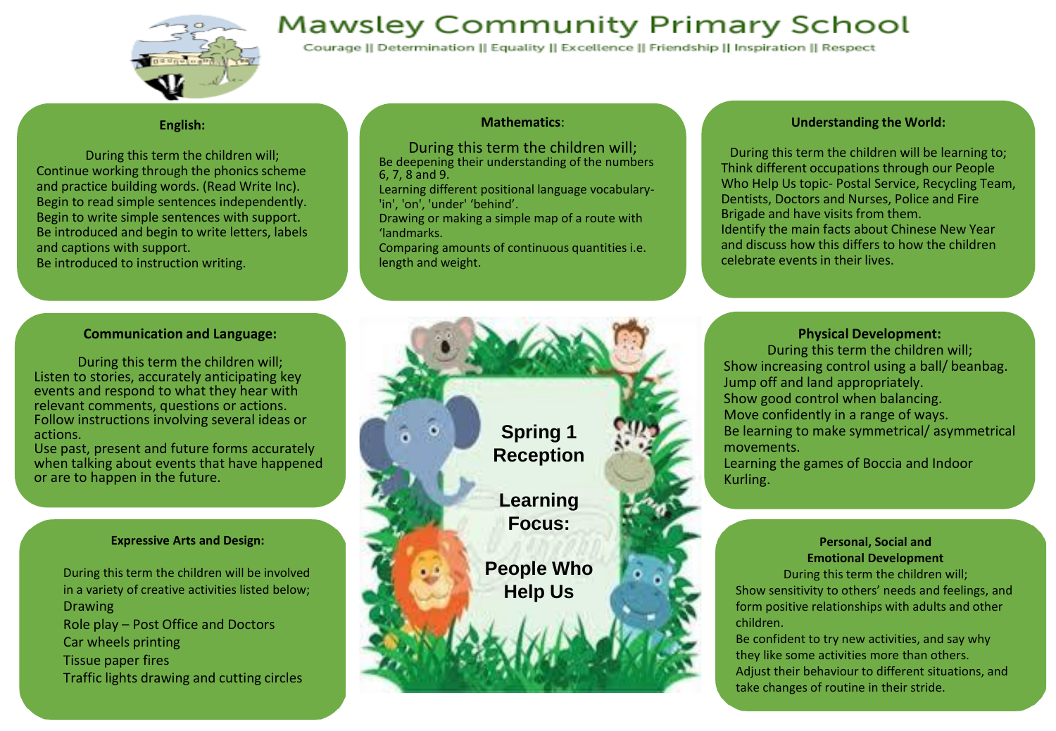# Mawsley Community Primary School

Courage || Determination || Equality || Excellence || Friendship || Inspiration || Respect

## Spring 1 Reception

## Learning Focus:

## People Who Help Us

### English:

During this term the children will;

Continue working through the phonics scheme and practice building words. (Read Write Inc).
Begin to read simple sentences independently.
Begin to write simple sentences with support.
Be introduced and begin to write letters, labels and captions with support.
Be introduced to instruction writing.

### Mathematics:

During this term the children will;

Be deepening their understanding of the numbers 6, 7, 8 and 9.
Learning different positional language vocabulary- 'in', 'on', 'under' 'behind'.
Drawing or making a simple map of a route with 'landmarks.
Comparing amounts of continuous quantities i.e. length and weight.

### Understanding the World:

During this term the children will be learning to;

Think different occupations through our People Who Help Us topic- Postal Service, Recycling Team, Dentists, Doctors and Nurses, Police and Fire Brigade and have visits from them.
Identify the main facts about Chinese New Year and discuss how this differs to how the children celebrate events in their lives.

### Communication and Language:

During this term the children will;

Listen to stories, accurately anticipating key events and respond to what they hear with relevant comments, questions or actions.
Follow instructions involving several ideas or actions.
Use past, present and future forms accurately when talking about events that have happened or are to happen in the future.

### Physical Development:

During this term the children will;

Show increasing control using a ball/ beanbag.
Jump off and land appropriately.
Show good control when balancing.
Move confidently in a range of ways.
Be learning to make symmetrical/ asymmetrical movements.
Learning the games of Boccia and Indoor Kurling.

### Expressive Arts and Design:

During this term the children will be involved in a variety of creative activities listed below;

Drawing
Role play – Post Office and Doctors
Car wheels printing
Tissue paper fires
Traffic lights drawing and cutting circles

### Personal, Social and Emotional Development

During this term the children will;

Show sensitivity to others' needs and feelings, and form positive relationships with adults and other children.
Be confident to try new activities, and say why they like some activities more than others.
Adjust their behaviour to different situations, and take changes of routine in their stride.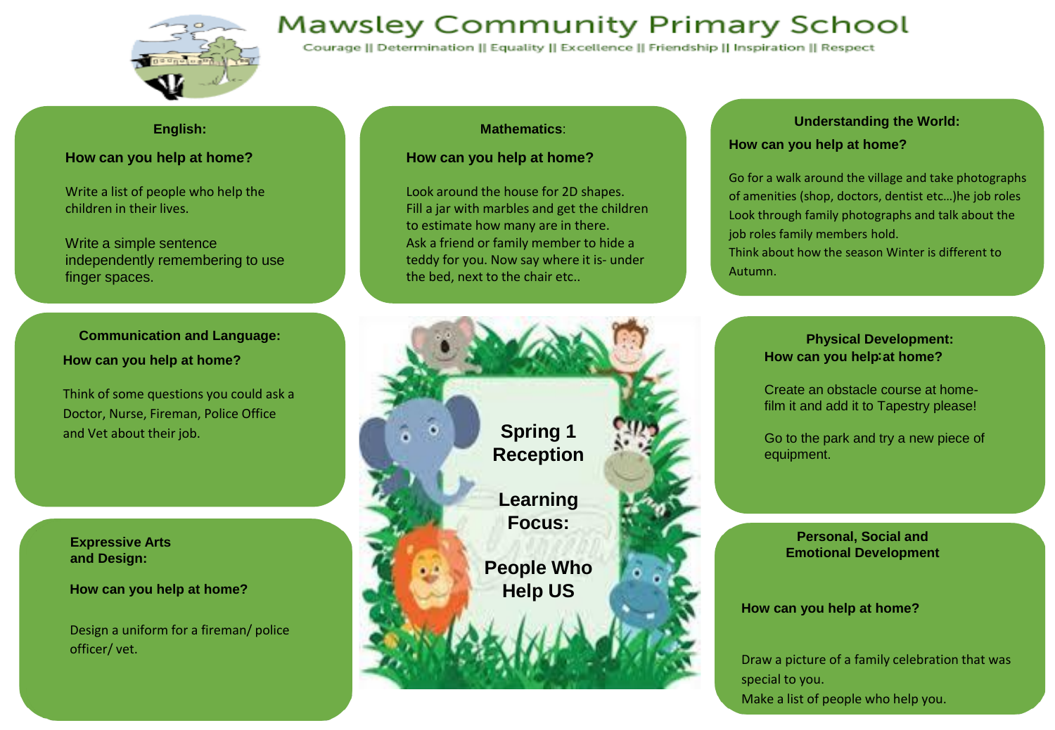# Mawsley Community Primary School

Courage || Determination || Equality || Excellence || Friendship || Inspiration || Respect

## Spring 1 Reception

## Learning Focus:

## People Who Help US

### English:

**How can you help at home?**

Write a list of people who help the children in their lives.

Write a simple sentence independently remembering to use finger spaces.

### Mathematics:

**How can you help at home?**

Look around the house for 2D shapes.
Fill a jar with marbles and get the children to estimate how many are in there.
Ask a friend or family member to hide a teddy for you. Now say where it is- under the bed, next to the chair etc..

### Understanding the World:

**How can you help at home?**

Go for a walk around the village and take photographs of amenities (shop, doctors, dentist etc…)he job roles
Look through family photographs and talk about the job roles family members hold.
Think about how the season Winter is different to Autumn.

### Communication and Language:

**How can you help at home?**

Think of some questions you could ask a Doctor, Nurse, Fireman, Police Office and Vet about their job.

### Physical Development:

**How can you help at home?**

Create an obstacle course at home- film it and add it to Tapestry please!

Go to the park and try a new piece of equipment.

### Expressive Arts and Design:

**How can you help at home?**

Design a uniform for a fireman/ police officer/ vet.

### Personal, Social and Emotional Development

**How can you help at home?**

Draw a picture of a family celebration that was special to you.
Make a list of people who help you.